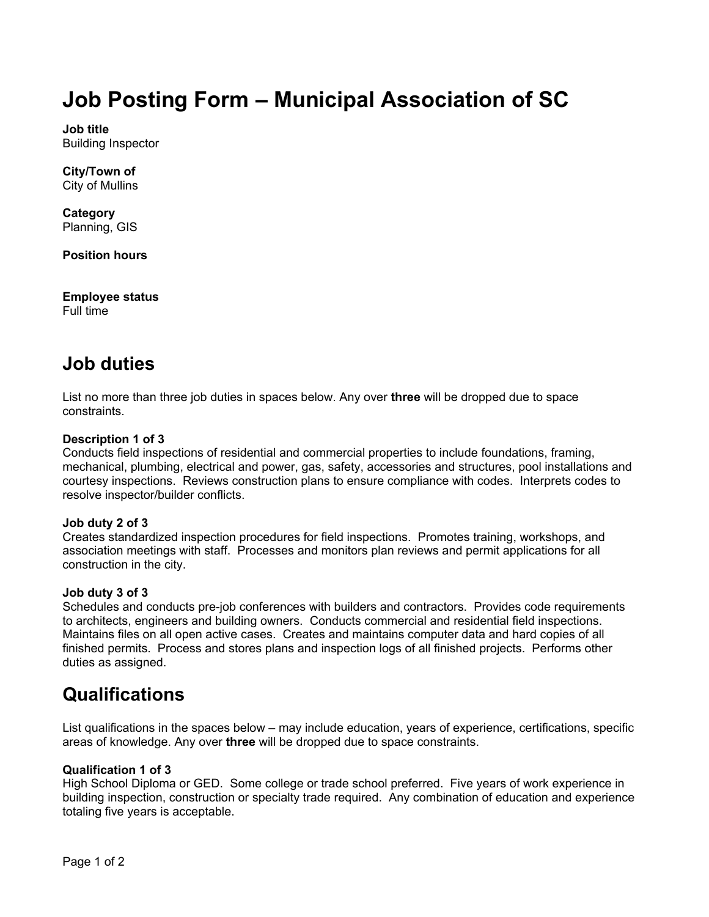# Job Posting Form – Municipal Association of SC

**Job title**
Building Inspector

**City/Town of**
City of Mullins

**Category**
Planning, GIS

**Position hours**

**Employee status**
Full time

## Job duties

List no more than three job duties in spaces below. Any over **three** will be dropped due to space constraints.

**Description 1 of 3**
Conducts field inspections of residential and commercial properties to include foundations, framing, mechanical, plumbing, electrical and power, gas, safety, accessories and structures, pool installations and courtesy inspections. Reviews construction plans to ensure compliance with codes. Interprets codes to resolve inspector/builder conflicts.

**Job duty 2 of 3**
Creates standardized inspection procedures for field inspections. Promotes training, workshops, and association meetings with staff. Processes and monitors plan reviews and permit applications for all construction in the city.

**Job duty 3 of 3**
Schedules and conducts pre-job conferences with builders and contractors. Provides code requirements to architects, engineers and building owners. Conducts commercial and residential field inspections. Maintains files on all open active cases. Creates and maintains computer data and hard copies of all finished permits. Process and stores plans and inspection logs of all finished projects. Performs other duties as assigned.

## Qualifications

List qualifications in the spaces below – may include education, years of experience, certifications, specific areas of knowledge. Any over **three** will be dropped due to space constraints.

**Qualification 1 of 3**
High School Diploma or GED. Some college or trade school preferred. Five years of work experience in building inspection, construction or specialty trade required. Any combination of education and experience totaling five years is acceptable.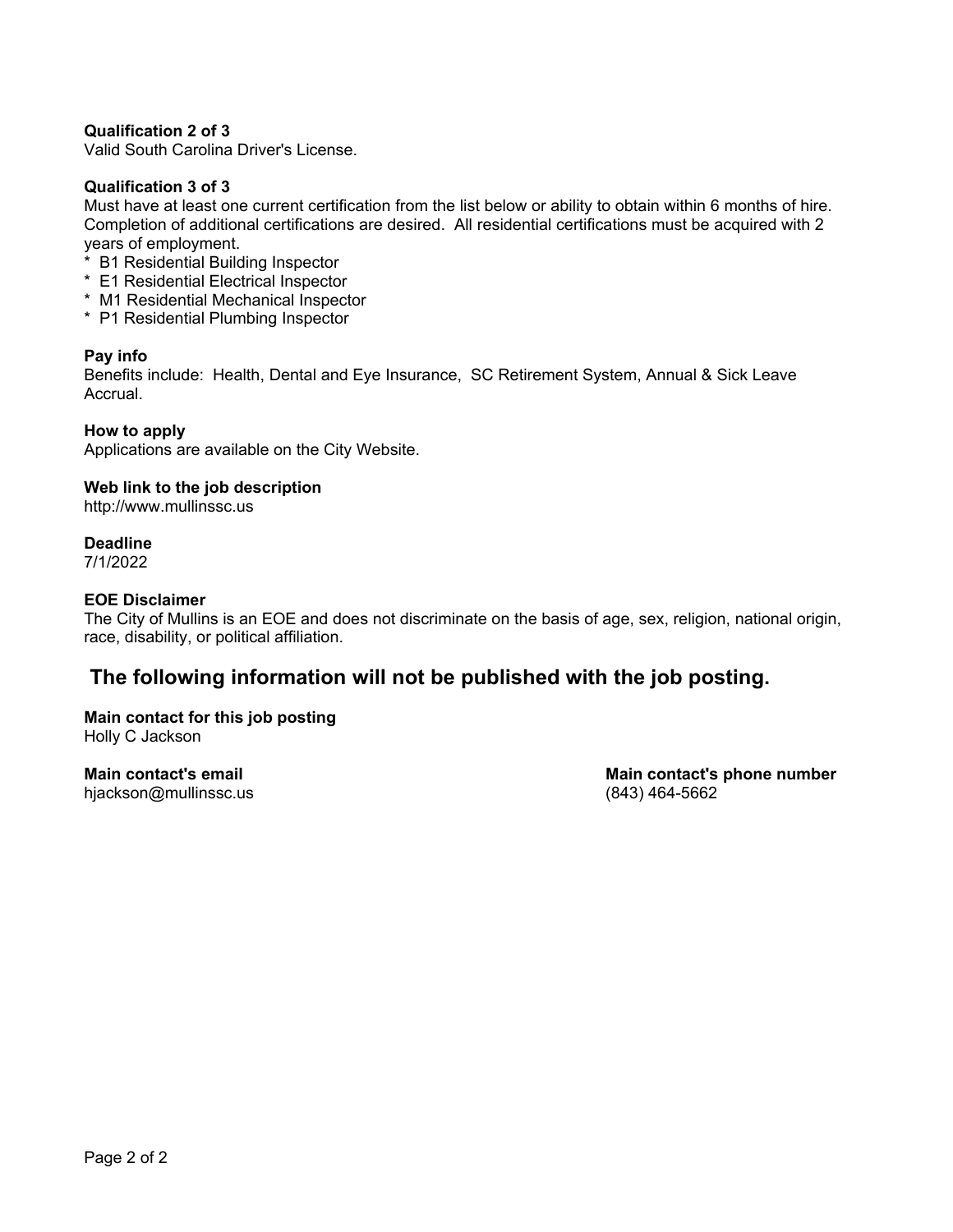**Qualification 2 of 3**
Valid South Carolina Driver's License.

**Qualification 3 of 3**
Must have at least one current certification from the list below or ability to obtain within 6 months of hire. Completion of additional certifications are desired. All residential certifications must be acquired with 2 years of employment.

* B1 Residential Building Inspector
* E1 Residential Electrical Inspector
* M1 Residential Mechanical Inspector
* P1 Residential Plumbing Inspector

**Pay info**
Benefits include: Health, Dental and Eye Insurance, SC Retirement System, Annual & Sick Leave Accrual.

**How to apply**
Applications are available on the City Website.

**Web link to the job description**
http://www.mullinssc.us

**Deadline**
7/1/2022

**EOE Disclaimer**
The City of Mullins is an EOE and does not discriminate on the basis of age, sex, religion, national origin, race, disability, or political affiliation.

## The following information will not be published with the job posting.

**Main contact for this job posting**
Holly C Jackson

**Main contact's email**
hjackson@mullinssc.us

**Main contact's phone number**
(843) 464-5662